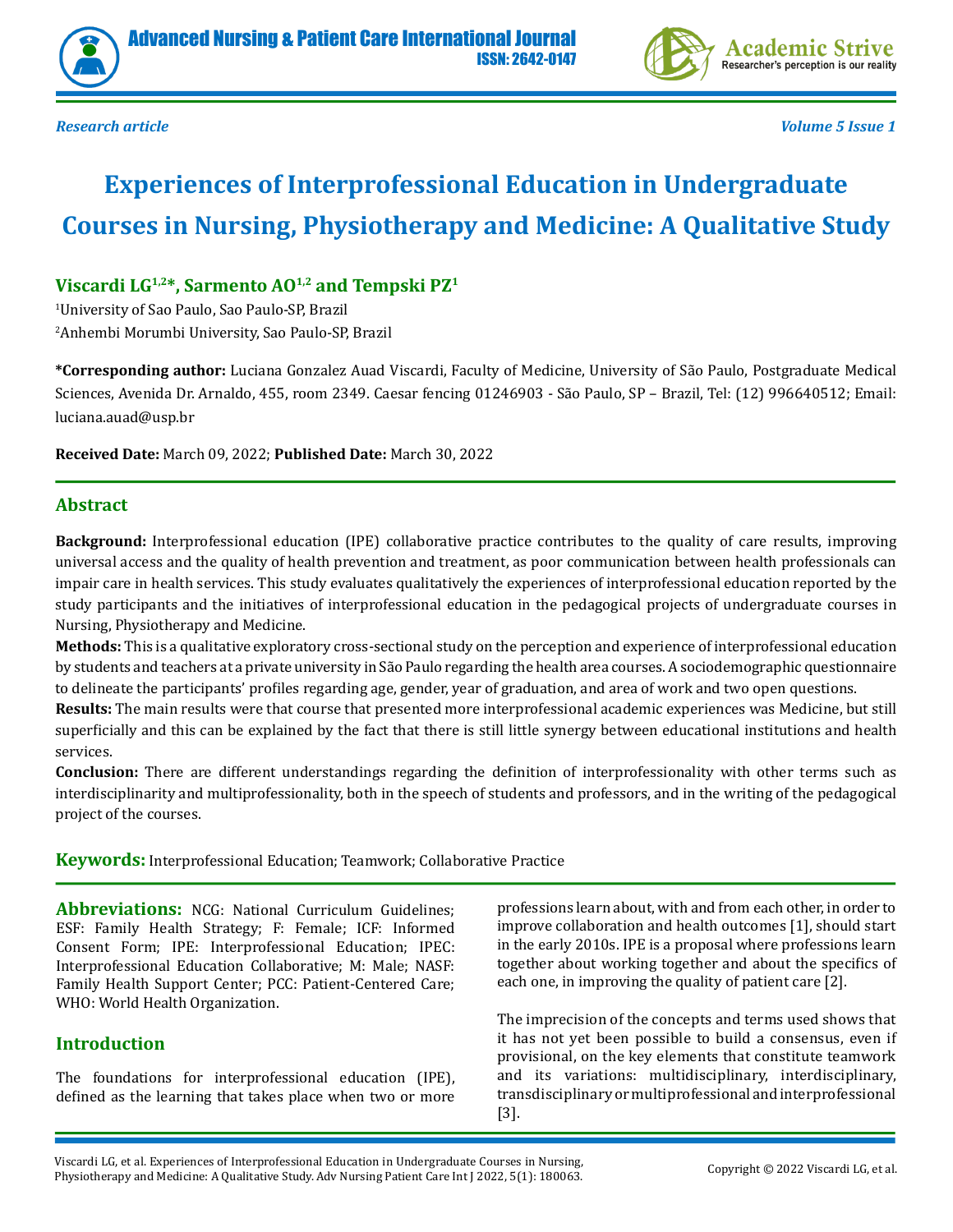*Research article*

# Experiences of Interprofessional Education in Undergraduate Courses in Nursing, Physiotherapy and Medicine: A Qualitative Study

**Viscardi LG[1,2]*, Sarmento AO[1,2] and Tempski PZ[1]**

[1]University of Sao Paulo, Sao Paulo-SP, Brazil

[2]Anhembi Morumbi University, Sao Paulo-SP, Brazil

**\*Corresponding author:** Luciana Gonzalez Auad Viscardi, Faculty of Medicine, University of São Paulo, Postgraduate Medical Sciences, Avenida Dr. Arnaldo, 455, room 2349. Caesar fencing 01246903 - São Paulo, SP – Brazil, Tel: (12) 996640512; Email: luciana.auad@usp.br

**Received Date:** March 09, 2022; **Published Date:** March 30, 2022

## Abstract

**Background:** Interprofessional education (IPE) collaborative practice contributes to the quality of care results, improving universal access and the quality of health prevention and treatment, as poor communication between health professionals can impair care in health services. This study evaluates qualitatively the experiences of interprofessional education reported by the study participants and the initiatives of interprofessional education in the pedagogical projects of undergraduate courses in Nursing, Physiotherapy and Medicine.

**Methods:** This is a qualitative exploratory cross-sectional study on the perception and experience of interprofessional education by students and teachers at a private university in São Paulo regarding the health area courses. A sociodemographic questionnaire to delineate the participants' profiles regarding age, gender, year of graduation, and area of work and two open questions.

**Results:** The main results were that course that presented more interprofessional academic experiences was Medicine, but still superficially and this can be explained by the fact that there is still little synergy between educational institutions and health services.

**Conclusion:** There are different understandings regarding the definition of interprofessionality with other terms such as interdisciplinarity and multiprofessionality, both in the speech of students and professors, and in the writing of the pedagogical project of the courses.

**Keywords:** Interprofessional Education; Teamwork; Collaborative Practice

**Abbreviations:** NCG: National Curriculum Guidelines; ESF: Family Health Strategy; F: Female; ICF: Informed Consent Form; IPE: Interprofessional Education; IPEC: Interprofessional Education Collaborative; M: Male; NASF: Family Health Support Center; PCC: Patient-Centered Care; WHO: World Health Organization.

## Introduction

The foundations for interprofessional education (IPE), defined as the learning that takes place when two or more professions learn about, with and from each other, in order to improve collaboration and health outcomes [1], should start in the early 2010s. IPE is a proposal where professions learn together about working together and about the specifics of each one, in improving the quality of patient care [2].

The imprecision of the concepts and terms used shows that it has not yet been possible to build a consensus, even if provisional, on the key elements that constitute teamwork and its variations: multidisciplinary, interdisciplinary, transdisciplinary or multiprofessional and interprofessional [3].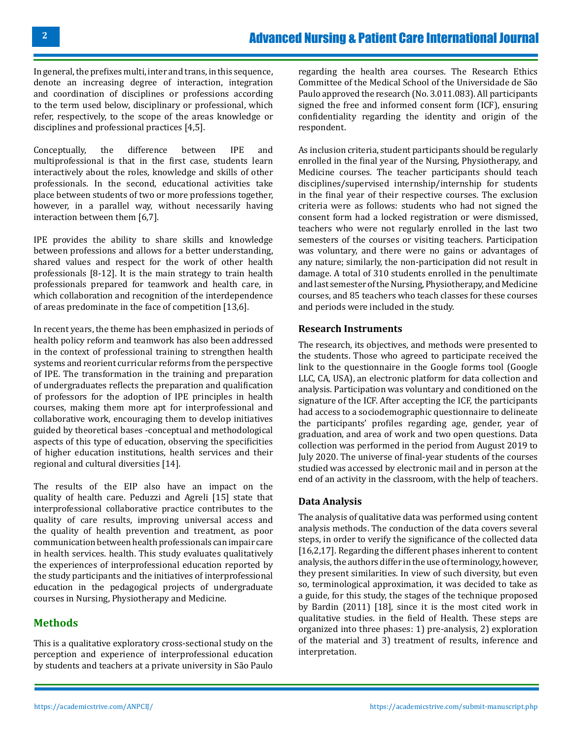In general, the prefixes multi, inter and trans, in this sequence, denote an increasing degree of interaction, integration and coordination of disciplines or professions according to the term used below, disciplinary or professional, which refer, respectively, to the scope of the areas knowledge or disciplines and professional practices [4,5].

Conceptually, the difference between IPE and multiprofessional is that in the first case, students learn interactively about the roles, knowledge and skills of other professionals. In the second, educational activities take place between students of two or more professions together, however, in a parallel way, without necessarily having interaction between them [6,7].

IPE provides the ability to share skills and knowledge between professions and allows for a better understanding, shared values and respect for the work of other health professionals [8-12]. It is the main strategy to train health professionals prepared for teamwork and health care, in which collaboration and recognition of the interdependence of areas predominate in the face of competition [13,6].

In recent years, the theme has been emphasized in periods of health policy reform and teamwork has also been addressed in the context of professional training to strengthen health systems and reorient curricular reforms from the perspective of IPE. The transformation in the training and preparation of undergraduates reflects the preparation and qualification of professors for the adoption of IPE principles in health courses, making them more apt for interprofessional and collaborative work, encouraging them to develop initiatives guided by theoretical bases -conceptual and methodological aspects of this type of education, observing the specificities of higher education institutions, health services and their regional and cultural diversities [14].

The results of the EIP also have an impact on the quality of health care. Peduzzi and Agreli [15] state that interprofessional collaborative practice contributes to the quality of care results, improving universal access and the quality of health prevention and treatment, as poor communication between health professionals can impair care in health services. health. This study evaluates qualitatively the experiences of interprofessional education reported by the study participants and the initiatives of interprofessional education in the pedagogical projects of undergraduate courses in Nursing, Physiotherapy and Medicine.

## Methods

This is a qualitative exploratory cross-sectional study on the perception and experience of interprofessional education by students and teachers at a private university in São Paulo regarding the health area courses. The Research Ethics Committee of the Medical School of the Universidade de São Paulo approved the research (No. 3.011.083). All participants signed the free and informed consent form (ICF), ensuring confidentiality regarding the identity and origin of the respondent.

As inclusion criteria, student participants should be regularly enrolled in the final year of the Nursing, Physiotherapy, and Medicine courses. The teacher participants should teach disciplines/supervised internship/internship for students in the final year of their respective courses. The exclusion criteria were as follows: students who had not signed the consent form had a locked registration or were dismissed, teachers who were not regularly enrolled in the last two semesters of the courses or visiting teachers. Participation was voluntary, and there were no gains or advantages of any nature; similarly, the non-participation did not result in damage. A total of 310 students enrolled in the penultimate and last semester of the Nursing, Physiotherapy, and Medicine courses, and 85 teachers who teach classes for these courses and periods were included in the study.

### Research Instruments

The research, its objectives, and methods were presented to the students. Those who agreed to participate received the link to the questionnaire in the Google forms tool (Google LLC, CA, USA), an electronic platform for data collection and analysis. Participation was voluntary and conditioned on the signature of the ICF. After accepting the ICF, the participants had access to a sociodemographic questionnaire to delineate the participants' profiles regarding age, gender, year of graduation, and area of work and two open questions. Data collection was performed in the period from August 2019 to July 2020. The universe of final-year students of the courses studied was accessed by electronic mail and in person at the end of an activity in the classroom, with the help of teachers.

### Data Analysis

The analysis of qualitative data was performed using content analysis methods. The conduction of the data covers several steps, in order to verify the significance of the collected data [16,2,17]. Regarding the different phases inherent to content analysis, the authors differ in the use of terminology, however, they present similarities. In view of such diversity, but even so, terminological approximation, it was decided to take as a guide, for this study, the stages of the technique proposed by Bardin (2011) [18], since it is the most cited work in qualitative studies. in the field of Health. These steps are organized into three phases: 1) pre-analysis, 2) exploration of the material and 3) treatment of results, inference and interpretation.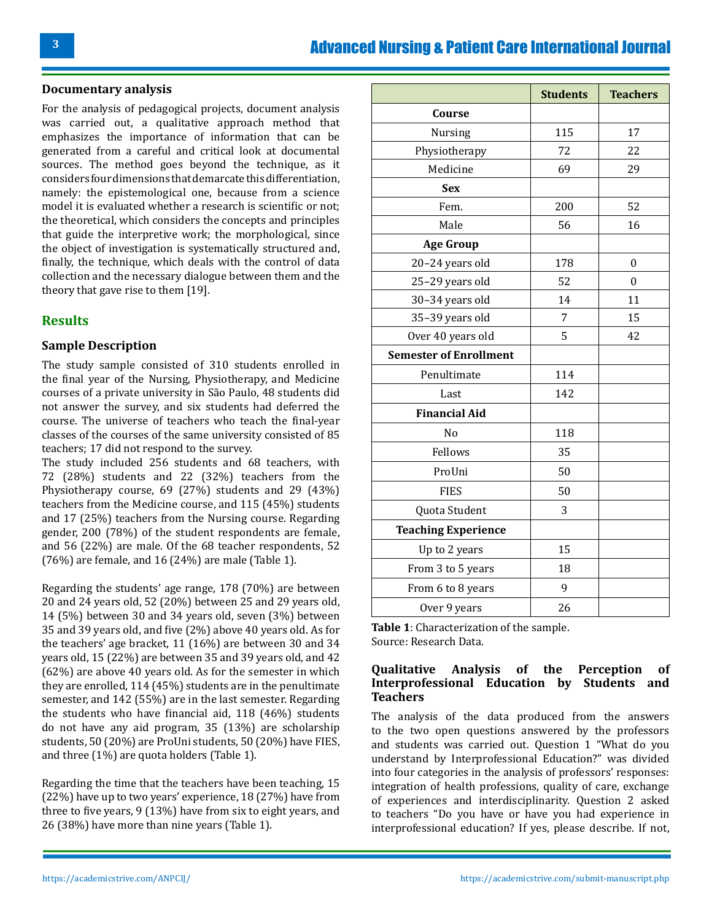### Documentary analysis

For the analysis of pedagogical projects, document analysis was carried out, a qualitative approach method that emphasizes the importance of information that can be generated from a careful and critical look at documental sources. The method goes beyond the technique, as it considers four dimensions that demarcate this differentiation, namely: the epistemological one, because from a science model it is evaluated whether a research is scientific or not; the theoretical, which considers the concepts and principles that guide the interpretive work; the morphological, since the object of investigation is systematically structured and, finally, the technique, which deals with the control of data collection and the necessary dialogue between them and the theory that gave rise to them [19].

## Results

### Sample Description

The study sample consisted of 310 students enrolled in the final year of the Nursing, Physiotherapy, and Medicine courses of a private university in São Paulo, 48 students did not answer the survey, and six students had deferred the course. The universe of teachers who teach the final-year classes of the courses of the same university consisted of 85 teachers; 17 did not respond to the survey.

The study included 256 students and 68 teachers, with 72 (28%) students and 22 (32%) teachers from the Physiotherapy course, 69 (27%) students and 29 (43%) teachers from the Medicine course, and 115 (45%) students and 17 (25%) teachers from the Nursing course. Regarding gender, 200 (78%) of the student respondents are female, and 56 (22%) are male. Of the 68 teacher respondents, 52 (76%) are female, and 16 (24%) are male (Table 1).

Regarding the students' age range, 178 (70%) are between 20 and 24 years old, 52 (20%) between 25 and 29 years old, 14 (5%) between 30 and 34 years old, seven (3%) between 35 and 39 years old, and five (2%) above 40 years old. As for the teachers' age bracket, 11 (16%) are between 30 and 34 years old, 15 (22%) are between 35 and 39 years old, and 42 (62%) are above 40 years old. As for the semester in which they are enrolled, 114 (45%) students are in the penultimate semester, and 142 (55%) are in the last semester. Regarding the students who have financial aid, 118 (46%) students do not have any aid program, 35 (13%) are scholarship students, 50 (20%) are ProUni students, 50 (20%) have FIES, and three (1%) are quota holders (Table 1).

Regarding the time that the teachers have been teaching, 15 (22%) have up to two years' experience, 18 (27%) have from three to five years, 9 (13%) have from six to eight years, and 26 (38%) have more than nine years (Table 1).

| | Students | Teachers |
|---|---|---|
| **Course** | | |
| Nursing | 115 | 17 |
| Physiotherapy | 72 | 22 |
| Medicine | 69 | 29 |
| **Sex** | | |
| Fem. | 200 | 52 |
| Male | 56 | 16 |
| **Age Group** | | |
| 20–24 years old | 178 | 0 |
| 25–29 years old | 52 | 0 |
| 30–34 years old | 14 | 11 |
| 35–39 years old | 7 | 15 |
| Over 40 years old | 5 | 42 |
| **Semester of Enrollment** | | |
| Penultimate | 114 | |
| Last | 142 | |
| **Financial Aid** | | |
| No | 118 | |
| Fellows | 35 | |
| ProUni | 50 | |
| FIES | 50 | |
| Quota Student | 3 | |
| **Teaching Experience** | | |
| Up to 2 years | 15 | |
| From 3 to 5 years | 18 | |
| From 6 to 8 years | 9 | |
| Over 9 years | 26 | |

**Table 1**: Characterization of the sample.
Source: Research Data.

### Qualitative Analysis of the Perception of Interprofessional Education by Students and Teachers

The analysis of the data produced from the answers to the two open questions answered by the professors and students was carried out. Question 1 "What do you understand by Interprofessional Education?" was divided into four categories in the analysis of professors' responses: integration of health professions, quality of care, exchange of experiences and interdisciplinarity. Question 2 asked to teachers "Do you have or have you had experience in interprofessional education? If yes, please describe. If not,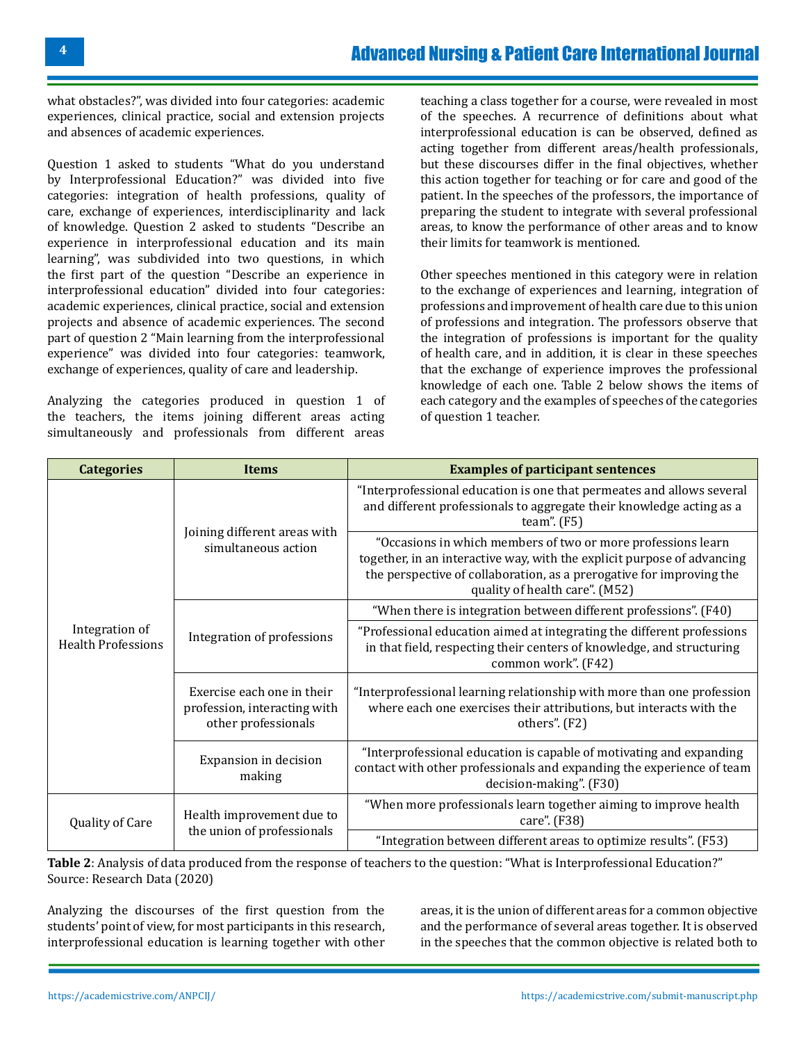what obstacles?", was divided into four categories: academic experiences, clinical practice, social and extension projects and absences of academic experiences.

Question 1 asked to students "What do you understand by Interprofessional Education?" was divided into five categories: integration of health professions, quality of care, exchange of experiences, interdisciplinarity and lack of knowledge. Question 2 asked to students "Describe an experience in interprofessional education and its main learning", was subdivided into two questions, in which the first part of the question "Describe an experience in interprofessional education" divided into four categories: academic experiences, clinical practice, social and extension projects and absence of academic experiences. The second part of question 2 "Main learning from the interprofessional experience" was divided into four categories: teamwork, exchange of experiences, quality of care and leadership.

Analyzing the categories produced in question 1 of the teachers, the items joining different areas acting simultaneously and professionals from different areas teaching a class together for a course, were revealed in most of the speeches. A recurrence of definitions about what interprofessional education is can be observed, defined as acting together from different areas/health professionals, but these discourses differ in the final objectives, whether this action together for teaching or for care and good of the patient. In the speeches of the professors, the importance of preparing the student to integrate with several professional areas, to know the performance of other areas and to know their limits for teamwork is mentioned.

Other speeches mentioned in this category were in relation to the exchange of experiences and learning, integration of professions and improvement of health care due to this union of professions and integration. The professors observe that the integration of professions is important for the quality of health care, and in addition, it is clear in these speeches that the exchange of experience improves the professional knowledge of each one. Table 2 below shows the items of each category and the examples of speeches of the categories of question 1 teacher.

| Categories | Items | Examples of participant sentences |
|---|---|---|
| Integration of Health Professions | Joining different areas with simultaneous action | "Interprofessional education is one that permeates and allows several and different professionals to aggregate their knowledge acting as a team". (F5) |
| | | "Occasions in which members of two or more professions learn together, in an interactive way, with the explicit purpose of advancing the perspective of collaboration, as a prerogative for improving the quality of health care". (M52) |
| | Integration of professions | "When there is integration between different professions". (F40) |
| | | "Professional education aimed at integrating the different professions in that field, respecting their centers of knowledge, and structuring common work". (F42) |
| | Exercise each one in their profession, interacting with other professionals | "Interprofessional learning relationship with more than one profession where each one exercises their attributions, but interacts with the others". (F2) |
| | Expansion in decision making | "Interprofessional education is capable of motivating and expanding contact with other professionals and expanding the experience of team decision-making". (F30) |
| Quality of Care | Health improvement due to the union of professionals | "When more professionals learn together aiming to improve health care". (F38) |
| | | "Integration between different areas to optimize results". (F53) |

**Table 2**: Analysis of data produced from the response of teachers to the question: "What is Interprofessional Education?"
Source: Research Data (2020)

Analyzing the discourses of the first question from the students' point of view, for most participants in this research, interprofessional education is learning together with other areas, it is the union of different areas for a common objective and the performance of several areas together. It is observed in the speeches that the common objective is related both to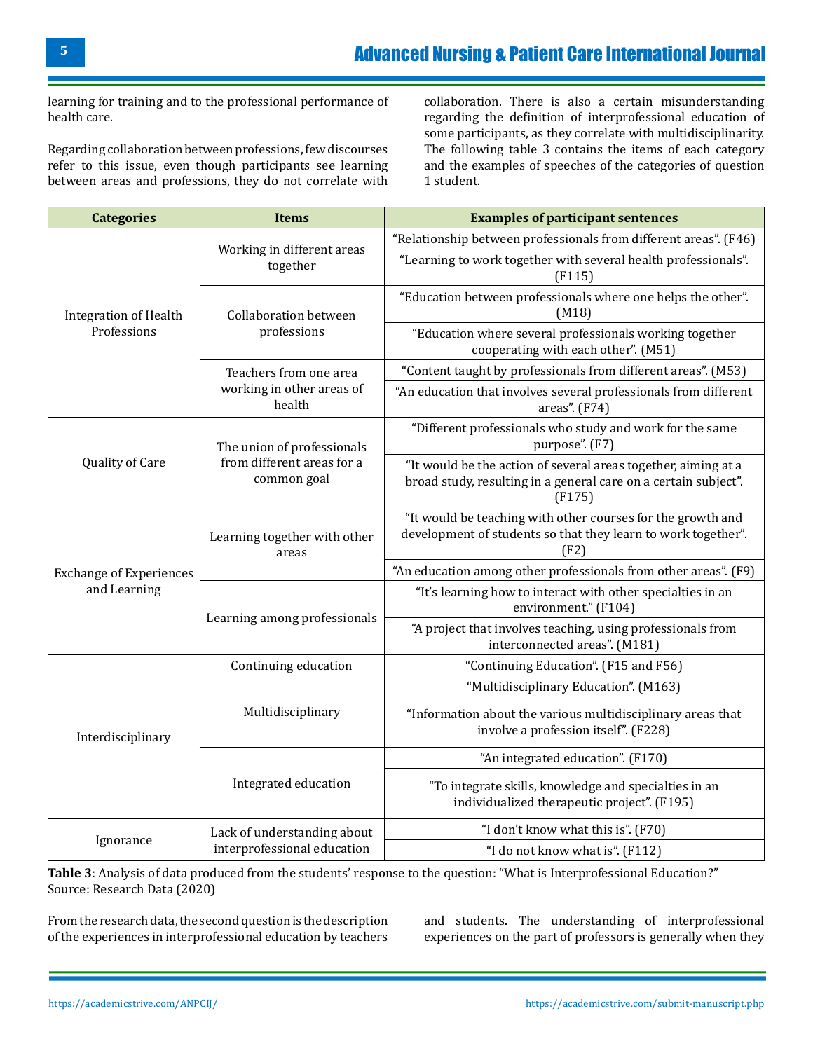learning for training and to the professional performance of health care.

Regarding collaboration between professions, few discourses refer to this issue, even though participants see learning between areas and professions, they do not correlate with collaboration. There is also a certain misunderstanding regarding the definition of interprofessional education of some participants, as they correlate with multidisciplinarity. The following table 3 contains the items of each category and the examples of speeches of the categories of question 1 student.

| Categories | Items | Examples of participant sentences |
|---|---|---|
| Integration of Health Professions | Working in different areas together | "Relationship between professionals from different areas". (F46) |
| | | "Learning to work together with several health professionals". (F115) |
| | Collaboration between professions | "Education between professionals where one helps the other". (M18) |
| | | "Education where several professionals working together cooperating with each other". (M51) |
| | Teachers from one area working in other areas of health | "Content taught by professionals from different areas". (M53) |
| | | "An education that involves several professionals from different areas". (F74) |
| Quality of Care | The union of professionals from different areas for a common goal | "Different professionals who study and work for the same purpose". (F7) |
| | | "It would be the action of several areas together, aiming at a broad study, resulting in a general care on a certain subject". (F175) |
| Exchange of Experiences and Learning | Learning together with other areas | "It would be teaching with other courses for the growth and development of students so that they learn to work together". (F2) |
| | | "An education among other professionals from other areas". (F9) |
| | Learning among professionals | "It's learning how to interact with other specialties in an environment." (F104) |
| | | "A project that involves teaching, using professionals from interconnected areas". (M181) |
| Interdisciplinary | Continuing education | "Continuing Education". (F15 and F56) |
| | Multidisciplinary | "Multidisciplinary Education". (M163) |
| | | "Information about the various multidisciplinary areas that involve a profession itself". (F228) |
| | Integrated education | "An integrated education". (F170) |
| | | "To integrate skills, knowledge and specialties in an individualized therapeutic project". (F195) |
| Ignorance | Lack of understanding about interprofessional education | "I don't know what this is". (F70) |
| | | "I do not know what is". (F112) |

**Table 3**: Analysis of data produced from the students' response to the question: "What is Interprofessional Education?"
Source: Research Data (2020)

From the research data, the second question is the description of the experiences in interprofessional education by teachers and students. The understanding of interprofessional experiences on the part of professors is generally when they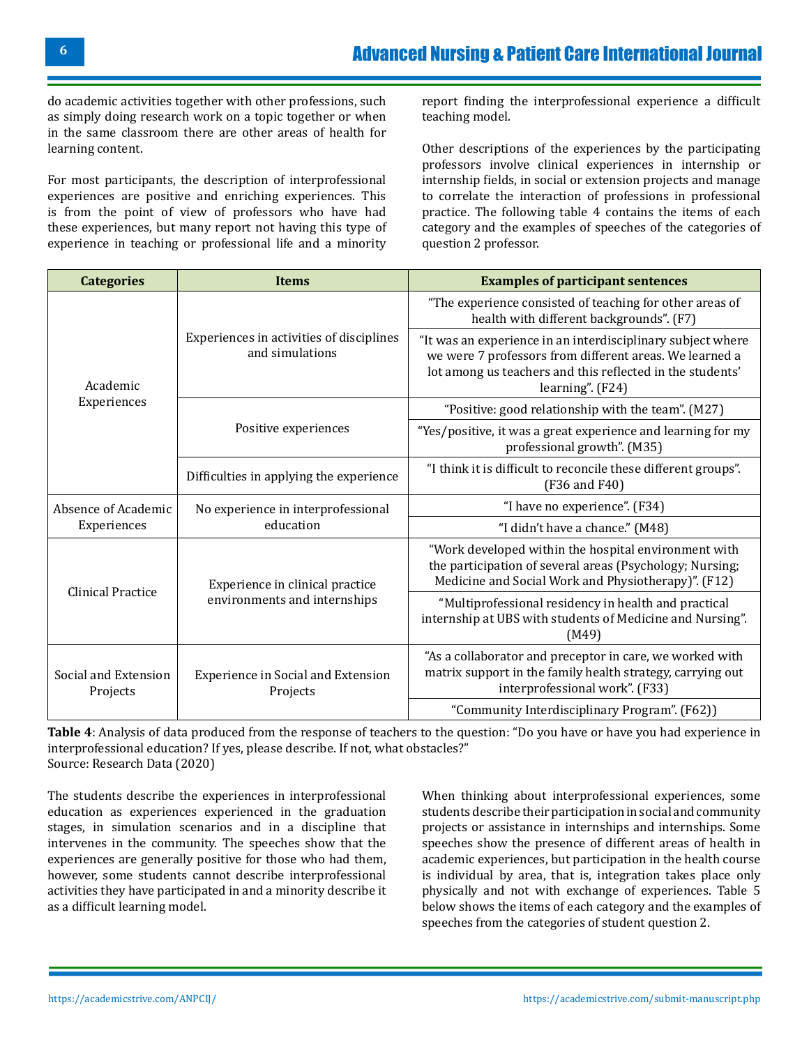do academic activities together with other professions, such as simply doing research work on a topic together or when in the same classroom there are other areas of health for learning content.

For most participants, the description of interprofessional experiences are positive and enriching experiences. This is from the point of view of professors who have had these experiences, but many report not having this type of experience in teaching or professional life and a minority report finding the interprofessional experience a difficult teaching model.

Other descriptions of the experiences by the participating professors involve clinical experiences in internship or internship fields, in social or extension projects and manage to correlate the interaction of professions in professional practice. The following table 4 contains the items of each category and the examples of speeches of the categories of question 2 professor.

| Categories | Items | Examples of participant sentences |
|---|---|---|
| Academic Experiences | Experiences in activities of disciplines and simulations | "The experience consisted of teaching for other areas of health with different backgrounds". (F7) |
| | | "It was an experience in an interdisciplinary subject where we were 7 professors from different areas. We learned a lot among us teachers and this reflected in the students' learning". (F24) |
| | Positive experiences | "Positive: good relationship with the team". (M27) |
| | | "Yes/positive, it was a great experience and learning for my professional growth". (M35) |
| | Difficulties in applying the experience | "I think it is difficult to reconcile these different groups". (F36 and F40) |
| Absence of Academic Experiences | No experience in interprofessional education | "I have no experience". (F34) |
| | | "I didn't have a chance." (M48) |
| Clinical Practice | Experience in clinical practice environments and internships | "Work developed within the hospital environment with the participation of several areas (Psychology; Nursing; Medicine and Social Work and Physiotherapy)". (F12) |
| | | "Multiprofessional residency in health and practical internship at UBS with students of Medicine and Nursing". (M49) |
| Social and Extension Projects | Experience in Social and Extension Projects | "As a collaborator and preceptor in care, we worked with matrix support in the family health strategy, carrying out interprofessional work". (F33) |
| | | "Community Interdisciplinary Program". (F62)) |

**Table 4**: Analysis of data produced from the response of teachers to the question: "Do you have or have you had experience in interprofessional education? If yes, please describe. If not, what obstacles?"
Source: Research Data (2020)

The students describe the experiences in interprofessional education as experiences experienced in the graduation stages, in simulation scenarios and in a discipline that intervenes in the community. The speeches show that the experiences are generally positive for those who had them, however, some students cannot describe interprofessional activities they have participated in and a minority describe it as a difficult learning model.

When thinking about interprofessional experiences, some students describe their participation in social and community projects or assistance in internships and internships. Some speeches show the presence of different areas of health in academic experiences, but participation in the health course is individual by area, that is, integration takes place only physically and not with exchange of experiences. Table 5 below shows the items of each category and the examples of speeches from the categories of student question 2.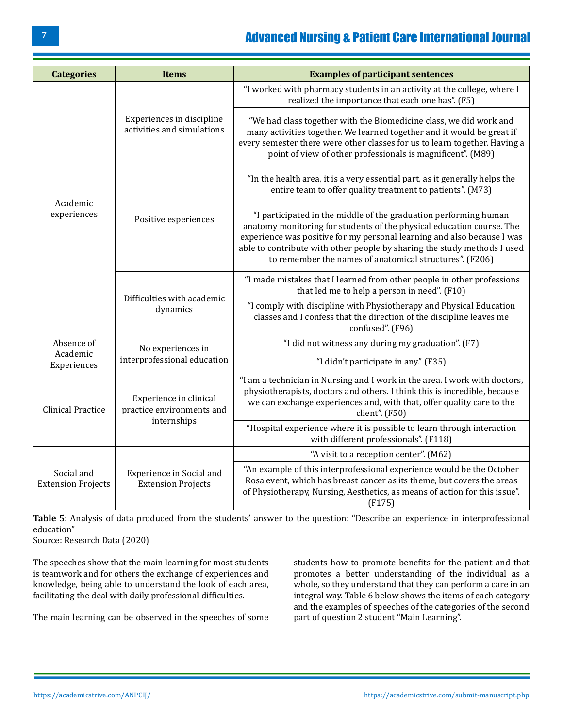| Categories | Items | Examples of participant sentences |
|---|---|---|
| Academic experiences | Experiences in discipline activities and simulations | "I worked with pharmacy students in an activity at the college, where I realized the importance that each one has". (F5) |
| | | "We had class together with the Biomedicine class, we did work and many activities together. We learned together and it would be great if every semester there were other classes for us to learn together. Having a point of view of other professionals is magnificent". (M89) |
| | Positive esperiences | "In the health area, it is a very essential part, as it generally helps the entire team to offer quality treatment to patients". (M73) |
| | | "I participated in the middle of the graduation performing human anatomy monitoring for students of the physical education course. The experience was positive for my personal learning and also because I was able to contribute with other people by sharing the study methods I used to remember the names of anatomical structures". (F206) |
| | Difficulties with academic dynamics | "I made mistakes that I learned from other people in other professions that led me to help a person in need". (F10) |
| | | "I comply with discipline with Physiotherapy and Physical Education classes and I confess that the direction of the discipline leaves me confused". (F96) |
| Absence of Academic Experiences | No experiences in interprofessional education | "I did not witness any during my graduation". (F7) |
| | | "I didn't participate in any." (F35) |
| Clinical Practice | Experience in clinical practice environments and internships | "I am a technician in Nursing and I work in the area. I work with doctors, physiotherapists, doctors and others. I think this is incredible, because we can exchange experiences and, with that, offer quality care to the client". (F50) |
| | | "Hospital experience where it is possible to learn through interaction with different professionals". (F118) |
| Social and Extension Projects | Experience in Social and Extension Projects | "A visit to a reception center". (M62) |
| | | "An example of this interprofessional experience would be the October Rosa event, which has breast cancer as its theme, but covers the areas of Physiotherapy, Nursing, Aesthetics, as means of action for this issue". (F175) |

**Table 5**: Analysis of data produced from the students' answer to the question: "Describe an experience in interprofessional education"
Source: Research Data (2020)

The speeches show that the main learning for most students is teamwork and for others the exchange of experiences and knowledge, being able to understand the look of each area, facilitating the deal with daily professional difficulties.

The main learning can be observed in the speeches of some students how to promote benefits for the patient and that promotes a better understanding of the individual as a whole, so they understand that they can perform a care in an integral way. Table 6 below shows the items of each category and the examples of speeches of the categories of the second part of question 2 student "Main Learning".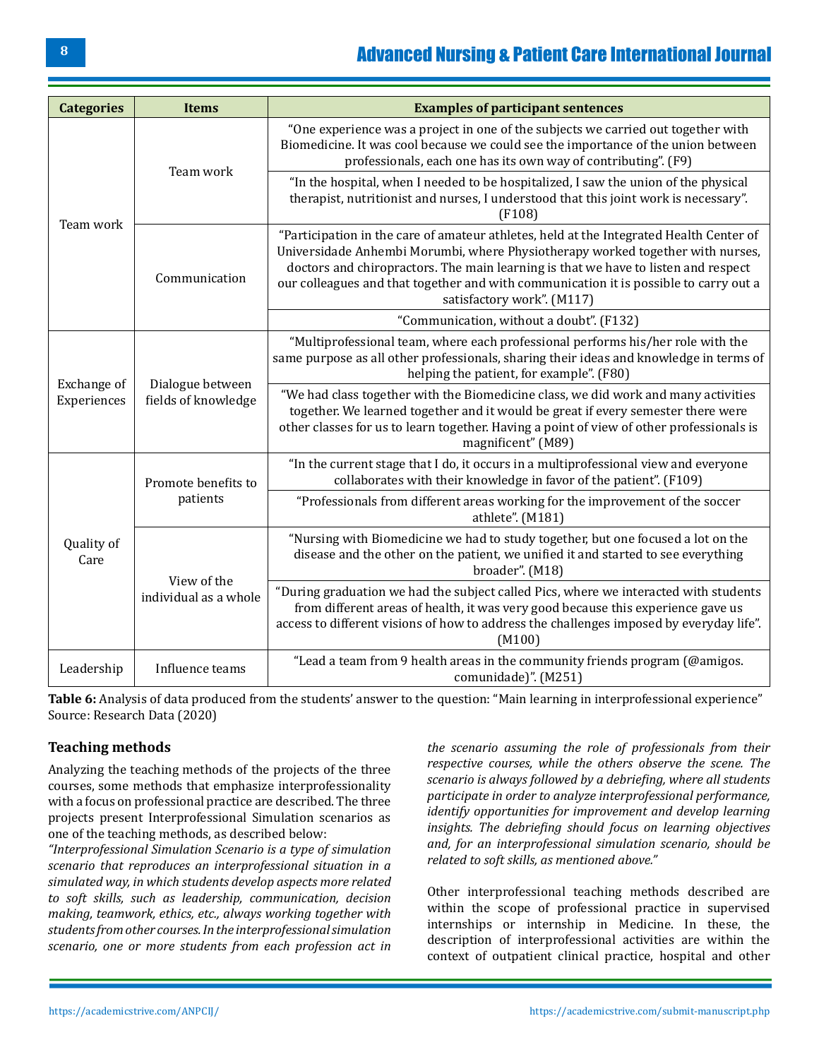| Categories | Items | Examples of participant sentences |
|---|---|---|
| Team work | Team work | "One experience was a project in one of the subjects we carried out together with Biomedicine. It was cool because we could see the importance of the union between professionals, each one has its own way of contributing". (F9) |
| | | "In the hospital, when I needed to be hospitalized, I saw the union of the physical therapist, nutritionist and nurses, I understood that this joint work is necessary". (F108) |
| | Communication | "Participation in the care of amateur athletes, held at the Integrated Health Center of Universidade Anhembi Morumbi, where Physiotherapy worked together with nurses, doctors and chiropractors. The main learning is that we have to listen and respect our colleagues and that together and with communication it is possible to carry out a satisfactory work". (M117) |
| | | "Communication, without a doubt". (F132) |
| Exchange of Experiences | Dialogue between fields of knowledge | "Multiprofessional team, where each professional performs his/her role with the same purpose as all other professionals, sharing their ideas and knowledge in terms of helping the patient, for example". (F80) |
| | | "We had class together with the Biomedicine class, we did work and many activities together. We learned together and it would be great if every semester there were other classes for us to learn together. Having a point of view of other professionals is magnificent" (M89) |
| Quality of Care | Promote benefits to patients | "In the current stage that I do, it occurs in a multiprofessional view and everyone collaborates with their knowledge in favor of the patient". (F109) |
| | | "Professionals from different areas working for the improvement of the soccer athlete". (M181) |
| | View of the individual as a whole | "Nursing with Biomedicine we had to study together, but one focused a lot on the disease and the other on the patient, we unified it and started to see everything broader". (M18) |
| | | "During graduation we had the subject called Pics, where we interacted with students from different areas of health, it was very good because this experience gave us access to different visions of how to address the challenges imposed by everyday life". (M100) |
| Leadership | Influence teams | "Lead a team from 9 health areas in the community friends program (@amigos.comunidade)". (M251) |

**Table 6:** Analysis of data produced from the students' answer to the question: "Main learning in interprofessional experience"
Source: Research Data (2020)

## Teaching methods

Analyzing the teaching methods of the projects of the three courses, some methods that emphasize interprofessionality with a focus on professional practice are described. The three projects present Interprofessional Simulation scenarios as one of the teaching methods, as described below:

*"Interprofessional Simulation Scenario is a type of simulation scenario that reproduces an interprofessional situation in a simulated way, in which students develop aspects more related to soft skills, such as leadership, communication, decision making, teamwork, ethics, etc., always working together with students from other courses. In the interprofessional simulation scenario, one or more students from each profession act in the scenario assuming the role of professionals from their respective courses, while the others observe the scene. The scenario is always followed by a debriefing, where all students participate in order to analyze interprofessional performance, identify opportunities for improvement and develop learning insights. The debriefing should focus on learning objectives and, for an interprofessional simulation scenario, should be related to soft skills, as mentioned above."*

Other interprofessional teaching methods described are within the scope of professional practice in supervised internships or internship in Medicine. In these, the description of interprofessional activities are within the context of outpatient clinical practice, hospital and other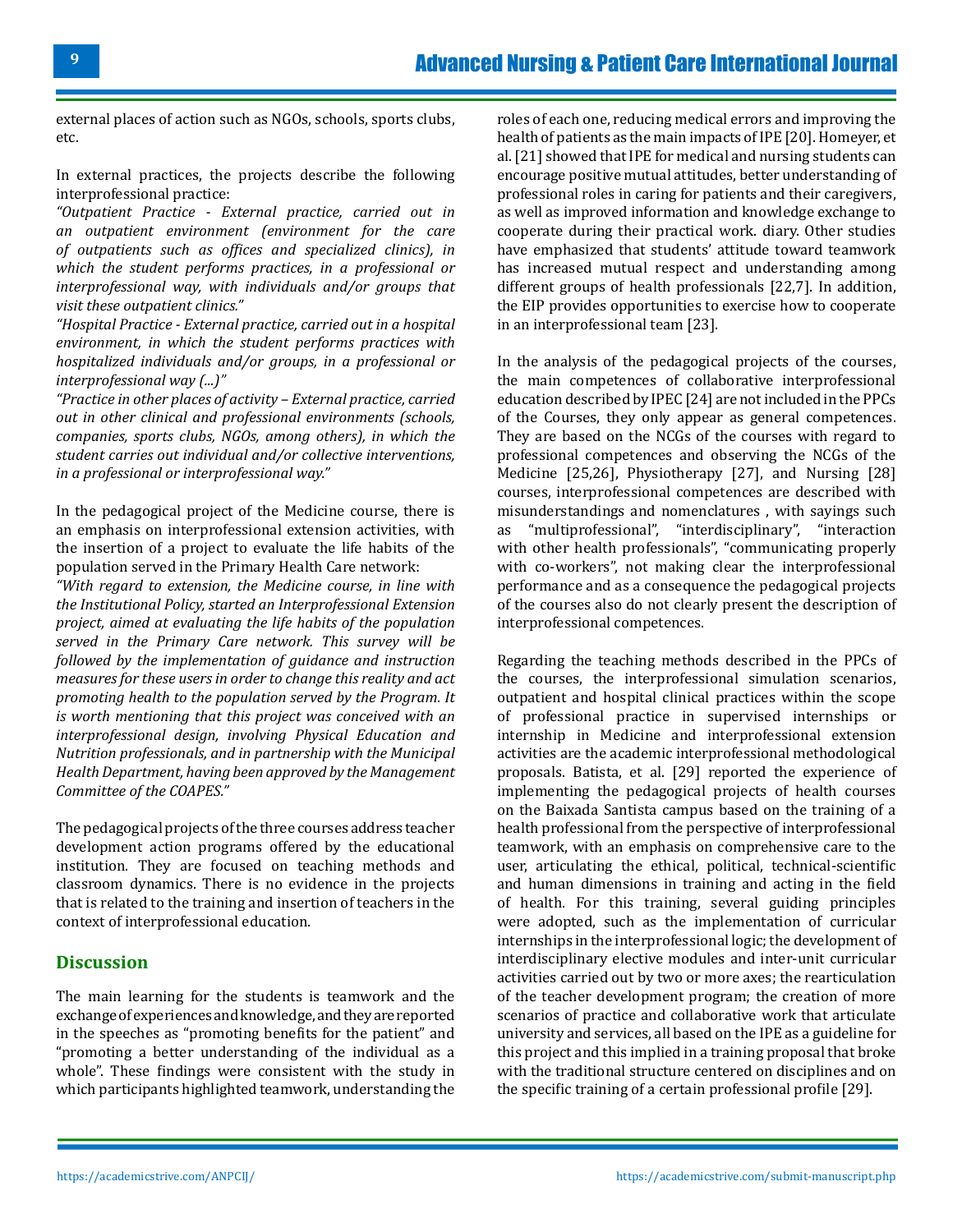external places of action such as NGOs, schools, sports clubs, etc.

In external practices, the projects describe the following interprofessional practice:

*"Outpatient Practice - External practice, carried out in an outpatient environment (environment for the care of outpatients such as offices and specialized clinics), in which the student performs practices, in a professional or interprofessional way, with individuals and/or groups that visit these outpatient clinics."*

*"Hospital Practice - External practice, carried out in a hospital environment, in which the student performs practices with hospitalized individuals and/or groups, in a professional or interprofessional way (...)"*

*"Practice in other places of activity – External practice, carried out in other clinical and professional environments (schools, companies, sports clubs, NGOs, among others), in which the student carries out individual and/or collective interventions, in a professional or interprofessional way."*

In the pedagogical project of the Medicine course, there is an emphasis on interprofessional extension activities, with the insertion of a project to evaluate the life habits of the population served in the Primary Health Care network:

*"With regard to extension, the Medicine course, in line with the Institutional Policy, started an Interprofessional Extension project, aimed at evaluating the life habits of the population served in the Primary Care network. This survey will be followed by the implementation of guidance and instruction measures for these users in order to change this reality and act promoting health to the population served by the Program. It is worth mentioning that this project was conceived with an interprofessional design, involving Physical Education and Nutrition professionals, and in partnership with the Municipal Health Department, having been approved by the Management Committee of the COAPES."*

The pedagogical projects of the three courses address teacher development action programs offered by the educational institution. They are focused on teaching methods and classroom dynamics. There is no evidence in the projects that is related to the training and insertion of teachers in the context of interprofessional education.

## Discussion

The main learning for the students is teamwork and the exchange of experiences and knowledge, and they are reported in the speeches as "promoting benefits for the patient" and "promoting a better understanding of the individual as a whole". These findings were consistent with the study in which participants highlighted teamwork, understanding the roles of each one, reducing medical errors and improving the health of patients as the main impacts of IPE [20]. Homeyer, et al. [21] showed that IPE for medical and nursing students can encourage positive mutual attitudes, better understanding of professional roles in caring for patients and their caregivers, as well as improved information and knowledge exchange to cooperate during their practical work. diary. Other studies have emphasized that students' attitude toward teamwork has increased mutual respect and understanding among different groups of health professionals [22,7]. In addition, the EIP provides opportunities to exercise how to cooperate in an interprofessional team [23].

In the analysis of the pedagogical projects of the courses, the main competences of collaborative interprofessional education described by IPEC [24] are not included in the PPCs of the Courses, they only appear as general competences. They are based on the NCGs of the courses with regard to professional competences and observing the NCGs of the Medicine [25,26], Physiotherapy [27], and Nursing [28] courses, interprofessional competences are described with misunderstandings and nomenclatures , with sayings such as "multiprofessional", "interdisciplinary", "interaction with other health professionals", "communicating properly with co-workers", not making clear the interprofessional performance and as a consequence the pedagogical projects of the courses also do not clearly present the description of interprofessional competences.

Regarding the teaching methods described in the PPCs of the courses, the interprofessional simulation scenarios, outpatient and hospital clinical practices within the scope of professional practice in supervised internships or internship in Medicine and interprofessional extension activities are the academic interprofessional methodological proposals. Batista, et al. [29] reported the experience of implementing the pedagogical projects of health courses on the Baixada Santista campus based on the training of a health professional from the perspective of interprofessional teamwork, with an emphasis on comprehensive care to the user, articulating the ethical, political, technical-scientific and human dimensions in training and acting in the field of health. For this training, several guiding principles were adopted, such as the implementation of curricular internships in the interprofessional logic; the development of interdisciplinary elective modules and inter-unit curricular activities carried out by two or more axes; the rearticulation of the teacher development program; the creation of more scenarios of practice and collaborative work that articulate university and services, all based on the IPE as a guideline for this project and this implied in a training proposal that broke with the traditional structure centered on disciplines and on the specific training of a certain professional profile [29].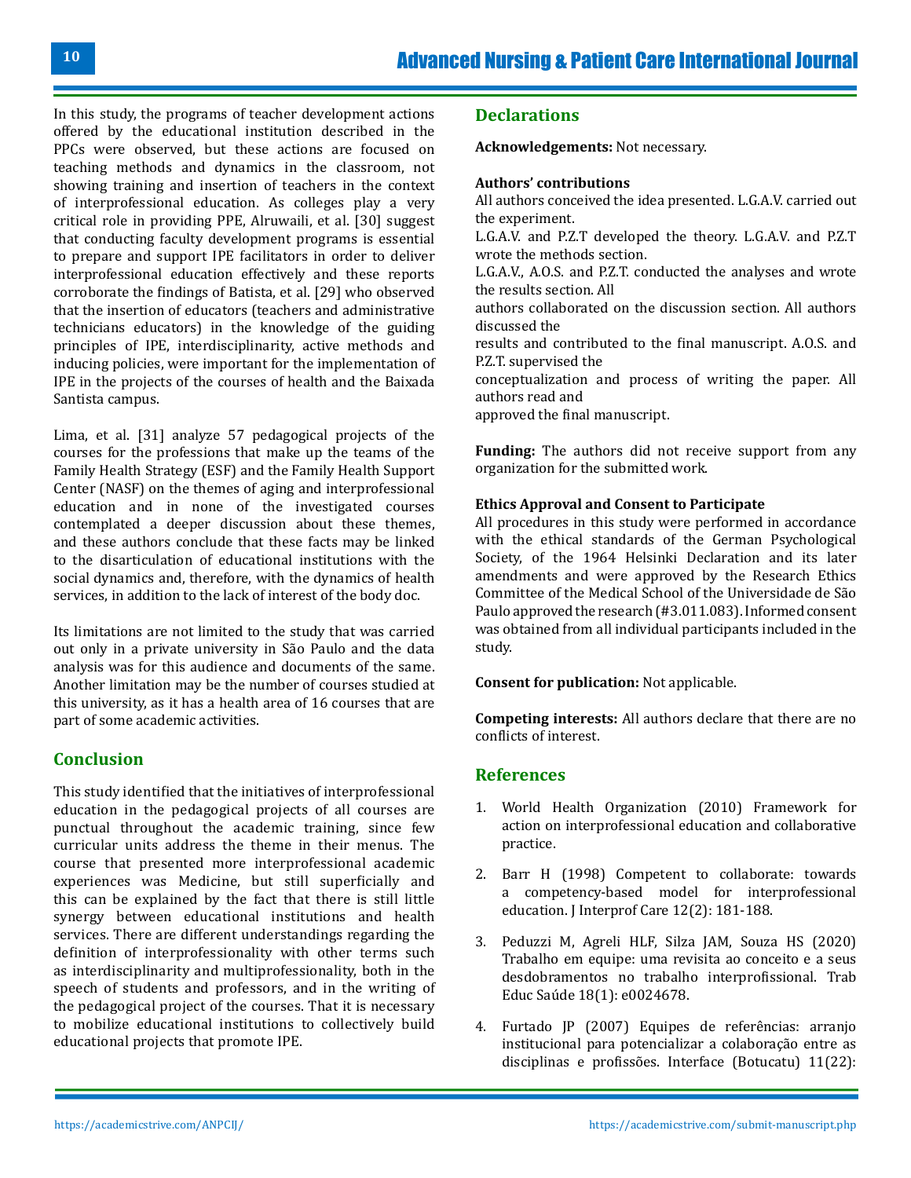In this study, the programs of teacher development actions offered by the educational institution described in the PPCs were observed, but these actions are focused on teaching methods and dynamics in the classroom, not showing training and insertion of teachers in the context of interprofessional education. As colleges play a very critical role in providing PPE, Alruwaili, et al. [30] suggest that conducting faculty development programs is essential to prepare and support IPE facilitators in order to deliver interprofessional education effectively and these reports corroborate the findings of Batista, et al. [29] who observed that the insertion of educators (teachers and administrative technicians educators) in the knowledge of the guiding principles of IPE, interdisciplinarity, active methods and inducing policies, were important for the implementation of IPE in the projects of the courses of health and the Baixada Santista campus.

Lima, et al. [31] analyze 57 pedagogical projects of the courses for the professions that make up the teams of the Family Health Strategy (ESF) and the Family Health Support Center (NASF) on the themes of aging and interprofessional education and in none of the investigated courses contemplated a deeper discussion about these themes, and these authors conclude that these facts may be linked to the disarticulation of educational institutions with the social dynamics and, therefore, with the dynamics of health services, in addition to the lack of interest of the body doc.

Its limitations are not limited to the study that was carried out only in a private university in São Paulo and the data analysis was for this audience and documents of the same. Another limitation may be the number of courses studied at this university, as it has a health area of 16 courses that are part of some academic activities.

## Conclusion

This study identified that the initiatives of interprofessional education in the pedagogical projects of all courses are punctual throughout the academic training, since few curricular units address the theme in their menus. The course that presented more interprofessional academic experiences was Medicine, but still superficially and this can be explained by the fact that there is still little synergy between educational institutions and health services. There are different understandings regarding the definition of interprofessionality with other terms such as interdisciplinarity and multiprofessionality, both in the speech of students and professors, and in the writing of the pedagogical project of the courses. That it is necessary to mobilize educational institutions to collectively build educational projects that promote IPE.

## Declarations

**Acknowledgements:** Not necessary.

**Authors' contributions**

All authors conceived the idea presented. L.G.A.V. carried out the experiment.

L.G.A.V. and P.Z.T developed the theory. L.G.A.V. and P.Z.T wrote the methods section.

L.G.A.V., A.O.S. and P.Z.T. conducted the analyses and wrote the results section. All

authors collaborated on the discussion section. All authors discussed the

results and contributed to the final manuscript. A.O.S. and P.Z.T. supervised the

conceptualization and process of writing the paper. All authors read and

approved the final manuscript.

**Funding:** The authors did not receive support from any organization for the submitted work.

**Ethics Approval and Consent to Participate**

All procedures in this study were performed in accordance with the ethical standards of the German Psychological Society, of the 1964 Helsinki Declaration and its later amendments and were approved by the Research Ethics Committee of the Medical School of the Universidade de São Paulo approved the research (#3.011.083). Informed consent was obtained from all individual participants included in the study.

**Consent for publication:** Not applicable.

**Competing interests:** All authors declare that there are no conflicts of interest.

## References

1. World Health Organization (2010) Framework for action on interprofessional education and collaborative practice.

2. Barr H (1998) Competent to collaborate: towards a competency-based model for interprofessional education. J Interprof Care 12(2): 181-188.

3. Peduzzi M, Agreli HLF, Silza JAM, Souza HS (2020) Trabalho em equipe: uma revisita ao conceito e a seus desdobramentos no trabalho interprofissional. Trab Educ Saúde 18(1): e0024678.

4. Furtado JP (2007) Equipes de referências: arranjo institucional para potencializar a colaboração entre as disciplinas e profissões. Interface (Botucatu) 11(22):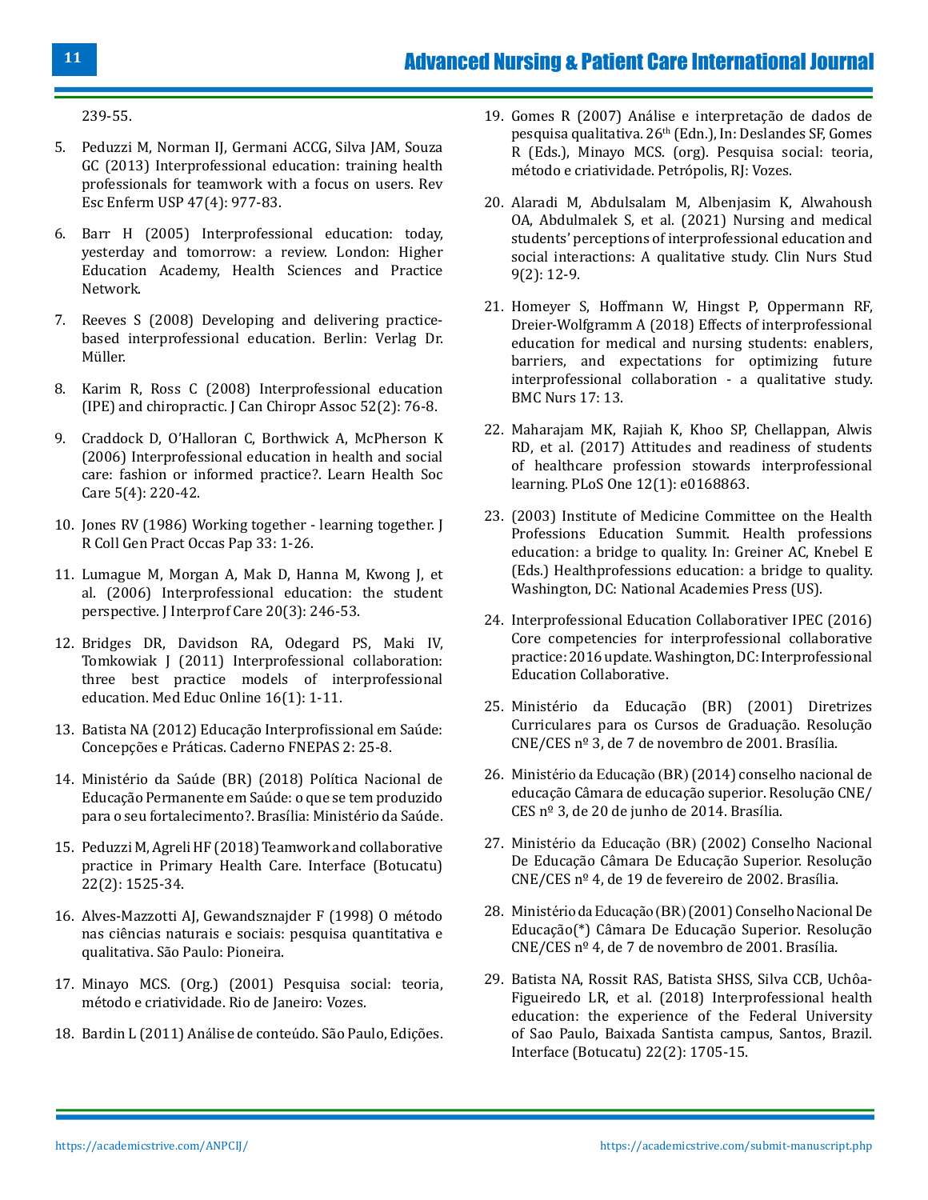239-55.

5. Peduzzi M, Norman IJ, Germani ACCG, Silva JAM, Souza GC (2013) Interprofessional education: training health professionals for teamwork with a focus on users. Rev Esc Enferm USP 47(4): 977-83.
6. Barr H (2005) Interprofessional education: today, yesterday and tomorrow: a review. London: Higher Education Academy, Health Sciences and Practice Network.
7. Reeves S (2008) Developing and delivering practice-based interprofessional education. Berlin: Verlag Dr. Müller.
8. Karim R, Ross C (2008) Interprofessional education (IPE) and chiropractic. J Can Chiropr Assoc 52(2): 76-8.
9. Craddock D, O'Halloran C, Borthwick A, McPherson K (2006) Interprofessional education in health and social care: fashion or informed practice?. Learn Health Soc Care 5(4): 220-42.
10. Jones RV (1986) Working together - learning together. J R Coll Gen Pract Occas Pap 33: 1-26.
11. Lumague M, Morgan A, Mak D, Hanna M, Kwong J, et al. (2006) Interprofessional education: the student perspective. J Interprof Care 20(3): 246-53.
12. Bridges DR, Davidson RA, Odegard PS, Maki IV, Tomkowiak J (2011) Interprofessional collaboration: three best practice models of interprofessional education. Med Educ Online 16(1): 1-11.
13. Batista NA (2012) Educação Interprofissional em Saúde: Concepções e Práticas. Caderno FNEPAS 2: 25-8.
14. Ministério da Saúde (BR) (2018) Política Nacional de Educação Permanente em Saúde: o que se tem produzido para o seu fortalecimento?. Brasília: Ministério da Saúde.
15. Peduzzi M, Agreli HF (2018) Teamwork and collaborative practice in Primary Health Care. Interface (Botucatu) 22(2): 1525-34.
16. Alves-Mazzotti AJ, Gewandsznajder F (1998) O método nas ciências naturais e sociais: pesquisa quantitativa e qualitativa. São Paulo: Pioneira.
17. Minayo MCS. (Org.) (2001) Pesquisa social: teoria, método e criatividade. Rio de Janeiro: Vozes.
18. Bardin L (2011) Análise de conteúdo. São Paulo, Edições.
19. Gomes R (2007) Análise e interpretação de dados de pesquisa qualitativa. 26th (Edn.), In: Deslandes SF, Gomes R (Eds.), Minayo MCS. (org). Pesquisa social: teoria, método e criatividade. Petrópolis, RJ: Vozes.
20. Alaradi M, Abdulsalam M, Alberjasim K, Alwahoush OA, Abdulmalek S, et al. (2021) Nursing and medical students' perceptions of interprofessional education and social interactions: A qualitative study. Clin Nurs Stud 9(2): 12-9.
21. Homeyer S, Hoffmann W, Hingst P, Oppermann RF, Dreier-Wolfgramm A (2018) Effects of interprofessional education for medical and nursing students: enablers, barriers, and expectations for optimizing future interprofessional collaboration - a qualitative study. BMC Nurs 17: 13.
22. Maharajam MK, Rajiah K, Khoo SP, Chellappan, Alwis RD, et al. (2017) Attitudes and readiness of students of healthcare profession stowards interprofessional learning. PLoS One 12(1): e0168863.
23. (2003) Institute of Medicine Committee on the Health Professions Education Summit. Health professions education: a bridge to quality. In: Greiner AC, Knebel E (Eds.) Healthprofessions education: a bridge to quality. Washington, DC: National Academies Press (US).
24. Interprofessional Education Collaborativer IPEC (2016) Core competencies for interprofessional collaborative practice: 2016 update. Washington, DC: Interprofessional Education Collaborative.
25. Ministério da Educação (BR) (2001) Diretrizes Curriculares para os Cursos de Graduação. Resolução CNE/CES nº 3, de 7 de novembro de 2001. Brasília.
26. Ministério da Educação (BR) (2014) conselho nacional de educação Câmara de educação superior. Resolução CNE/CES nº 3, de 20 de junho de 2014. Brasília.
27. Ministério da Educação (BR) (2002) Conselho Nacional De Educação Câmara De Educação Superior. Resolução CNE/CES nº 4, de 19 de fevereiro de 2002. Brasília.
28. Ministério da Educação (BR) (2001) Conselho Nacional De Educação(*) Câmara De Educação Superior. Resolução CNE/CES nº 4, de 7 de novembro de 2001. Brasília.
29. Batista NA, Rossit RAS, Batista SHSS, Silva CCB, Uchôa-Figueiredo LR, et al. (2018) Interprofessional health education: the experience of the Federal University of Sao Paulo, Baixada Santista campus, Santos, Brazil. Interface (Botucatu) 22(2): 1705-15.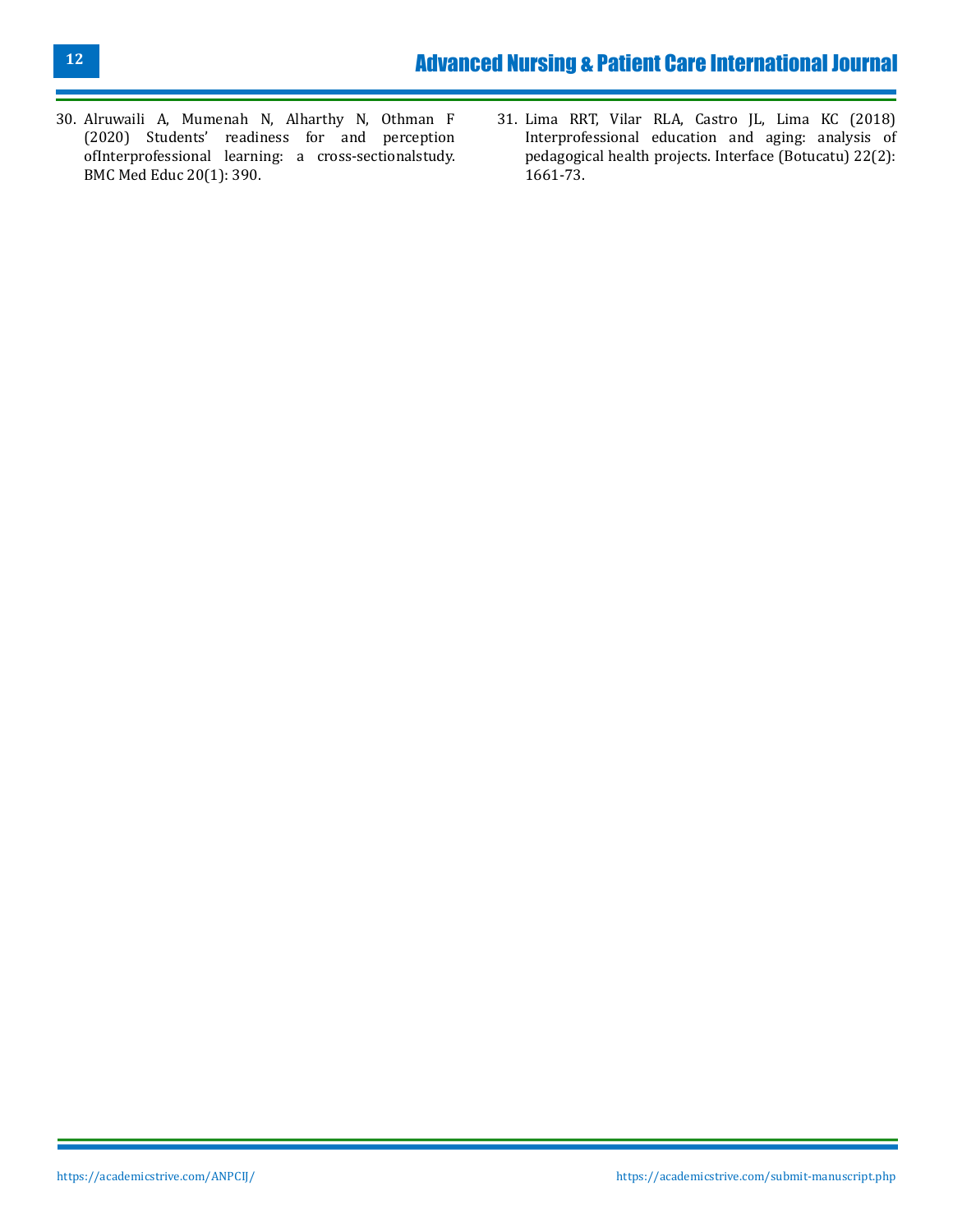30. Alruwaili A, Mumenah N, Alharthy N, Othman F (2020) Students' readiness for and perception ofInterprofessional learning: a cross-sectionalstudy. BMC Med Educ 20(1): 390.

31. Lima RRT, Vilar RLA, Castro JL, Lima KC (2018) Interprofessional education and aging: analysis of pedagogical health projects. Interface (Botucatu) 22(2): 1661-73.